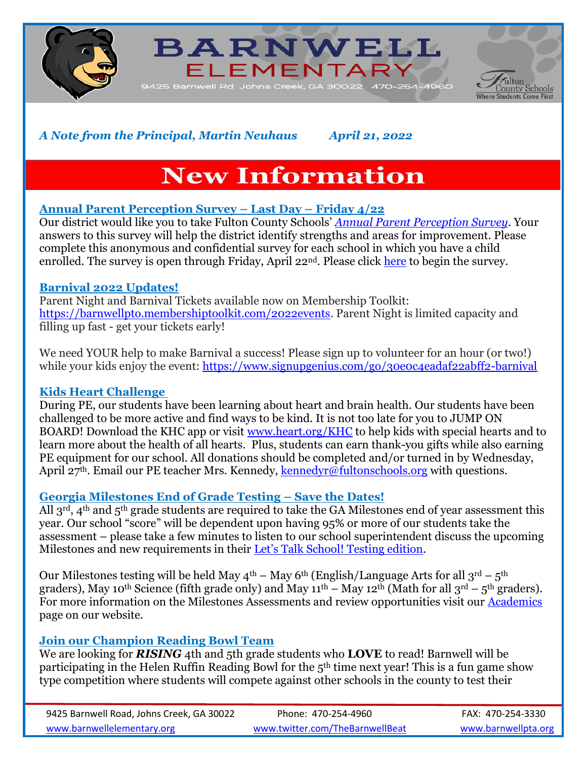# BARNWELL ELEMENTARY

9425 Barnwell Rd Johns Creek, GA 30022 470-254-4960

Fulton County Schools – Where Students Come First

*A Note from the Principal, Martin Neuhaus April 21, 2022*

# New Information

### Annual Parent Perception Survey – Last Day – Friday 4/22

Our district would like you to take Fulton County Schools' *Annual Parent Perception Survey*. Your answers to this survey will help the district identify strengths and areas for improvement. Please complete this anonymous and confidential survey for each school in which you have a child enrolled. The survey is open through Friday, April 22nd. Please click here to begin the survey.

### Barnival 2022 Updates!

Parent Night and Barnival Tickets available now on Membership Toolkit: https://barnwellpto.membershiptoolkit.com/2022events. Parent Night is limited capacity and filling up fast - get your tickets early!

We need YOUR help to make Barnival a success! Please sign up to volunteer for an hour (or two!) while your kids enjoy the event: https://www.signupgenius.com/go/30e0c4eadaf22abff2-barnival

### Kids Heart Challenge

During PE, our students have been learning about heart and brain health. Our students have been challenged to be more active and find ways to be kind. It is not too late for you to JUMP ON BOARD! Download the KHC app or visit www.heart.org/KHC to help kids with special hearts and to learn more about the health of all hearts. Plus, students can earn thank-you gifts while also earning PE equipment for our school. All donations should be completed and/or turned in by Wednesday, April 27th. Email our PE teacher Mrs. Kennedy, kennedyr@fultonschools.org with questions.

### Georgia Milestones End of Grade Testing – Save the Dates!

All 3rd, 4th and 5th grade students are required to take the GA Milestones end of year assessment this year. Our school "score" will be dependent upon having 95% or more of our students take the assessment – please take a few minutes to listen to our school superintendent discuss the upcoming Milestones and new requirements in their Let's Talk School! Testing edition.

Our Milestones testing will be held May 4th – May 6th (English/Language Arts for all 3rd – 5th graders), May 10th Science (fifth grade only) and May 11th – May 12th (Math for all 3rd – 5th graders). For more information on the Milestones Assessments and review opportunities visit our Academics page on our website.

### Join our Champion Reading Bowl Team

We are looking for ***RISING*** 4th and 5th grade students who **LOVE** to read! Barnwell will be participating in the Helen Ruffin Reading Bowl for the 5th time next year! This is a fun game show type competition where students will compete against other schools in the county to test their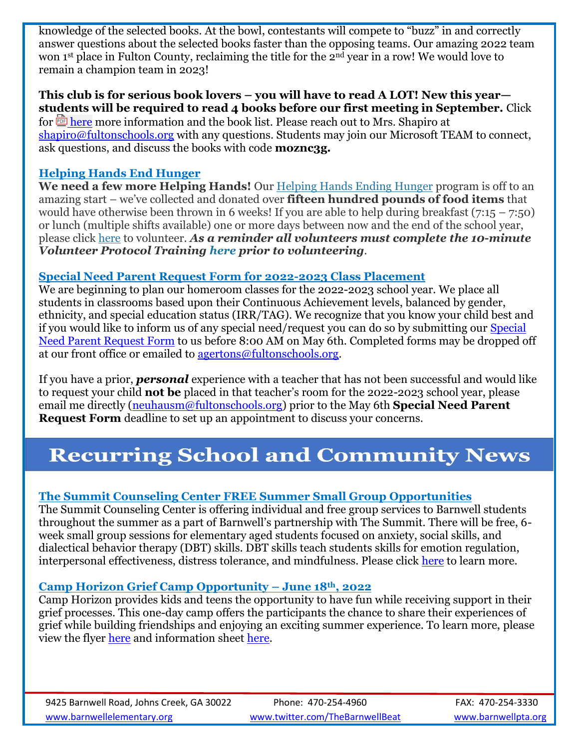knowledge of the selected books. At the bowl, contestants will compete to "buzz" in and correctly answer questions about the selected books faster than the opposing teams. Our amazing 2022 team won 1st place in Fulton County, reclaiming the title for the 2nd year in a row! We would love to remain a champion team in 2023!

**This club is for serious book lovers – you will have to read A LOT! New this year—students will be required to read 4 books before our first meeting in September.** Click for here more information and the book list. Please reach out to Mrs. Shapiro at shapiro@fultonschools.org with any questions. Students may join our Microsoft TEAM to connect, ask questions, and discuss the books with code **moznc3g.**

### Helping Hands End Hunger

**We need a few more Helping Hands!** Our Helping Hands Ending Hunger program is off to an amazing start – we've collected and donated over **fifteen hundred pounds of food items** that would have otherwise been thrown in 6 weeks! If you are able to help during breakfast (7:15 – 7:50) or lunch (multiple shifts available) one or more days between now and the end of the school year, please click here to volunteer. ***As a reminder all volunteers must complete the 10-minute Volunteer Protocol Training here prior to volunteering***.

### Special Need Parent Request Form for 2022-2023 Class Placement

We are beginning to plan our homeroom classes for the 2022-2023 school year. We place all students in classrooms based upon their Continuous Achievement levels, balanced by gender, ethnicity, and special education status (IRR/TAG). We recognize that you know your child best and if you would like to inform us of any special need/request you can do so by submitting our Special Need Parent Request Form to us before 8:00 AM on May 6th. Completed forms may be dropped off at our front office or emailed to agertons@fultonschools.org.

If you have a prior, ***personal*** experience with a teacher that has not been successful and would like to request your child **not be** placed in that teacher's room for the 2022-2023 school year, please email me directly (neuhausm@fultonschools.org) prior to the May 6th **Special Need Parent Request Form** deadline to set up an appointment to discuss your concerns.

## Recurring School and Community News

### The Summit Counseling Center FREE Summer Small Group Opportunities

The Summit Counseling Center is offering individual and free group services to Barnwell students throughout the summer as a part of Barnwell's partnership with The Summit. There will be free, 6-week small group sessions for elementary aged students focused on anxiety, social skills, and dialectical behavior therapy (DBT) skills. DBT skills teach students skills for emotion regulation, interpersonal effectiveness, distress tolerance, and mindfulness. Please click here to learn more.

### Camp Horizon Grief Camp Opportunity – June 18th, 2022

Camp Horizon provides kids and teens the opportunity to have fun while receiving support in their grief processes. This one-day camp offers the participants the chance to share their experiences of grief while building friendships and enjoying an exciting summer experience. To learn more, please view the flyer here and information sheet here.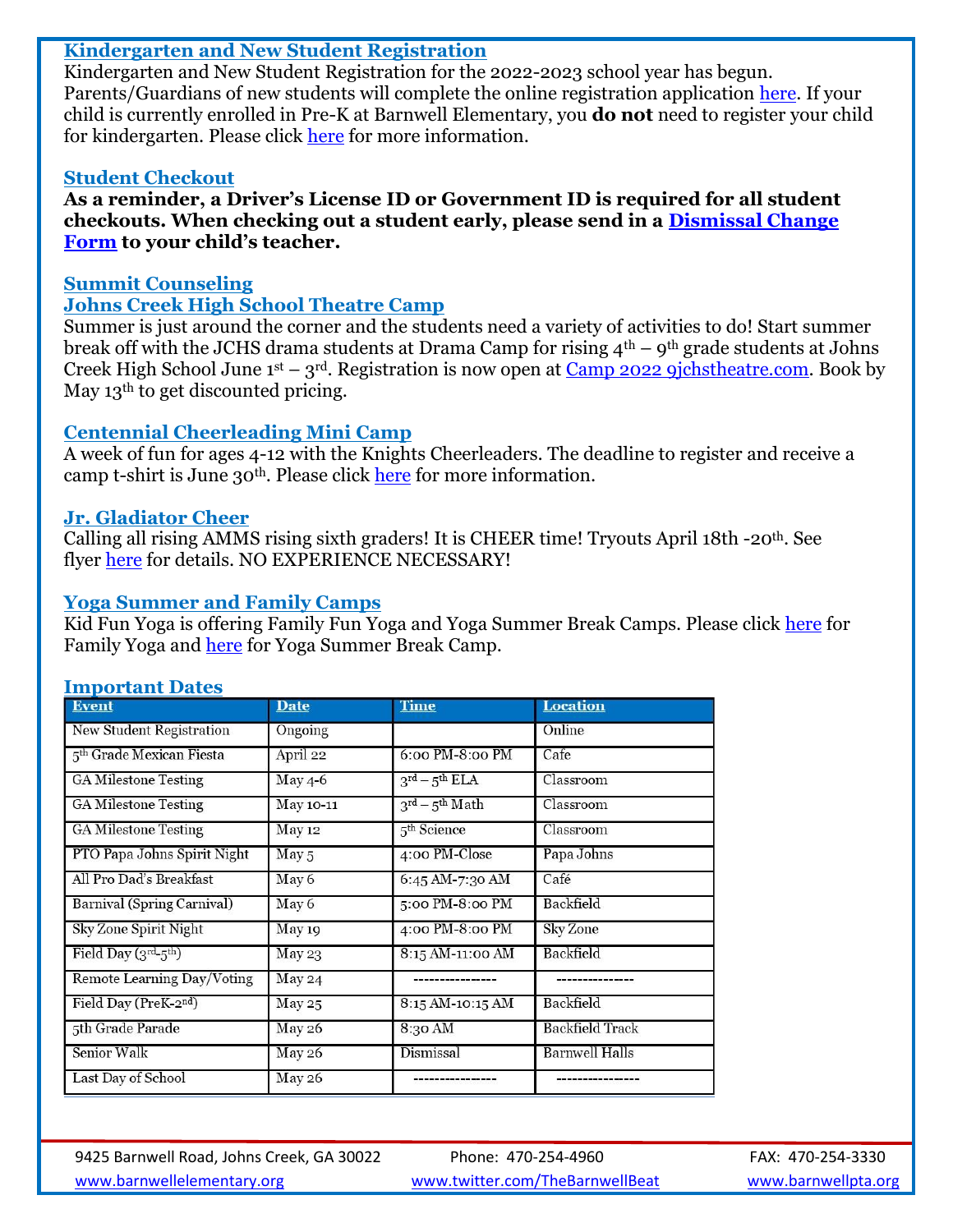## Kindergarten and New Student Registration

Kindergarten and New Student Registration for the 2022-2023 school year has begun. Parents/Guardians of new students will complete the online registration application here. If your child is currently enrolled in Pre-K at Barnwell Elementary, you **do not** need to register your child for kindergarten. Please click here for more information.

## Student Checkout

**As a reminder, a Driver's License ID or Government ID is required for all student checkouts. When checking out a student early, please send in a Dismissal Change Form to your child's teacher.**

## Summit Counseling

## Johns Creek High School Theatre Camp

Summer is just around the corner and the students need a variety of activities to do! Start summer break off with the JCHS drama students at Drama Camp for rising 4th – 9th grade students at Johns Creek High School June 1st – 3rd. Registration is now open at Camp 2022 9jchstheatre.com. Book by May 13th to get discounted pricing.

## Centennial Cheerleading Mini Camp

A week of fun for ages 4-12 with the Knights Cheerleaders. The deadline to register and receive a camp t-shirt is June 30th. Please click here for more information.

## Jr. Gladiator Cheer

Calling all rising AMMS rising sixth graders! It is CHEER time! Tryouts April 18th -20th. See flyer here for details. NO EXPERIENCE NECESSARY!

## Yoga Summer and Family Camps

Kid Fun Yoga is offering Family Fun Yoga and Yoga Summer Break Camps. Please click here for Family Yoga and here for Yoga Summer Break Camp.

## Important Dates

| Event | Date | Time | Location |
|---|---|---|---|
| New Student Registration | Ongoing | | Online |
| 5th Grade Mexican Fiesta | April 22 | 6:00 PM-8:00 PM | Cafe |
| GA Milestone Testing | May 4-6 | 3rd – 5th ELA | Classroom |
| GA Milestone Testing | May 10-11 | 3rd – 5th Math | Classroom |
| GA Milestone Testing | May 12 | 5th Science | Classroom |
| PTO Papa Johns Spirit Night | May 5 | 4:00 PM-Close | Papa Johns |
| All Pro Dad's Breakfast | May 6 | 6:45 AM-7:30 AM | Café |
| Barnival (Spring Carnival) | May 6 | 5:00 PM-8:00 PM | Backfield |
| Sky Zone Spirit Night | May 19 | 4:00 PM-8:00 PM | Sky Zone |
| Field Day (3rd-5th) | May 23 | 8:15 AM-11:00 AM | Backfield |
| Remote Learning Day/Voting | May 24 | ---------------- | --------------- |
| Field Day (PreK-2nd) | May 25 | 8:15 AM-10:15 AM | Backfield |
| 5th Grade Parade | May 26 | 8:30 AM | Backfield Track |
| Senior Walk | May 26 | Dismissal | Barnwell Halls |
| Last Day of School | May 26 | ---------------- | ---------------- |

9425 Barnwell Road, Johns Creek, GA 30022 | Phone: 470-254-4960 | FAX: 470-254-3330

www.barnwellelementary.org | www.twitter.com/TheBarnwellBeat | www.barnwellpta.org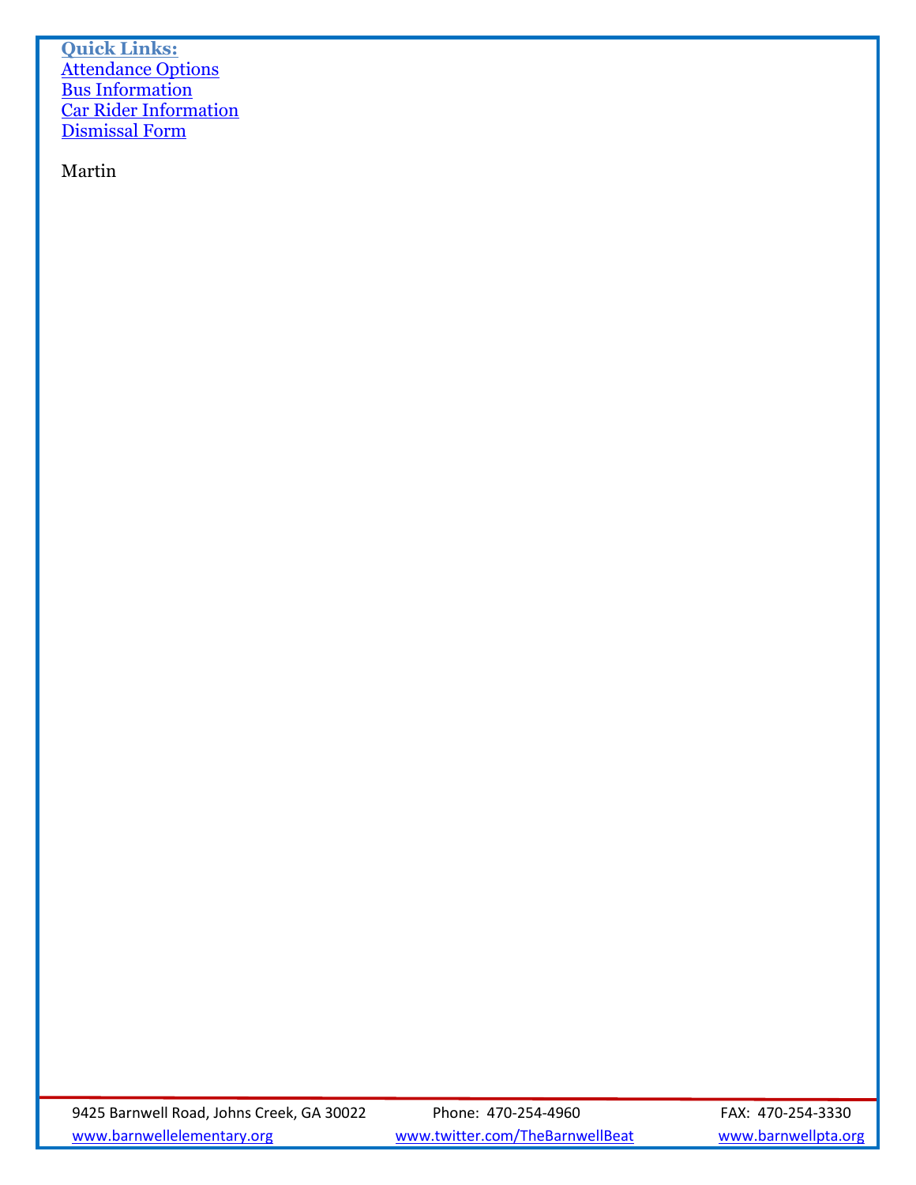**Quick Links:**
[Attendance Options]()
[Bus Information]()
[Car Rider Information]()
[Dismissal Form]()

Martin